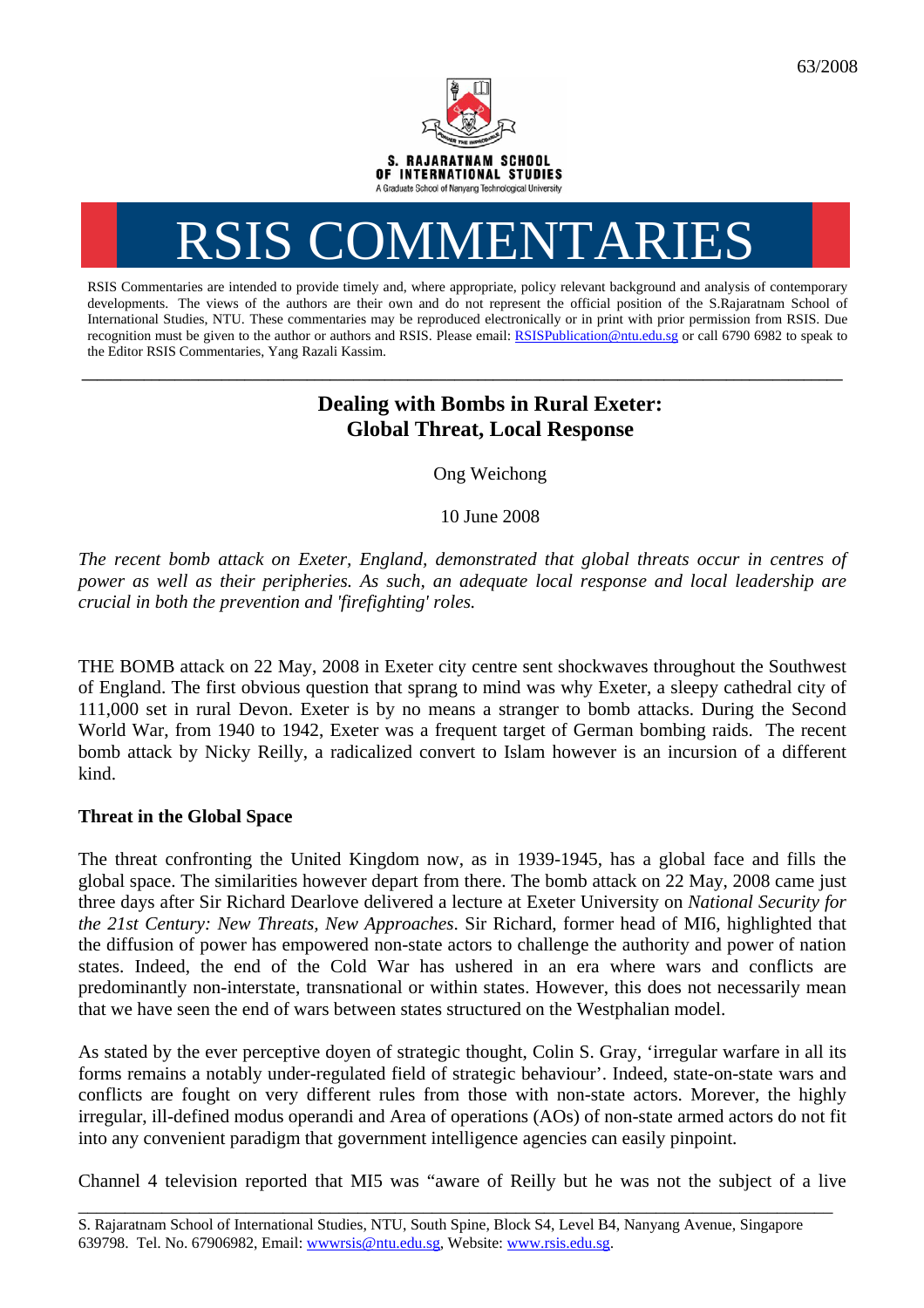63/2008

S. RAJARATNAM SCHOOL OF INTERNATIONAL STUDIES

A Graduate School of Nanyang Technological University

# RSIS COMMENTARIES

RSIS Commentaries are intended to provide timely and, where appropriate, policy relevant background and analysis of contemporary developments. The views of the authors are their own and do not represent the official position of the S.Rajaratnam School of International Studies, NTU. These commentaries may be reproduced electronically or in print with prior permission from RSIS. Due recognition must be given to the author or authors and RSIS. Please email: RSISPublication@ntu.edu.sg or call 6790 6982 to speak to the Editor RSIS Commentaries, Yang Razali Kassim.

---

## Dealing with Bombs in Rural Exeter: Global Threat, Local Response

Ong Weichong

10 June 2008

*The recent bomb attack on Exeter, England, demonstrated that global threats occur in centres of power as well as their peripheries. As such, an adequate local response and local leadership are crucial in both the prevention and 'firefighting' roles.*

THE BOMB attack on 22 May, 2008 in Exeter city centre sent shockwaves throughout the Southwest of England. The first obvious question that sprang to mind was why Exeter, a sleepy cathedral city of 111,000 set in rural Devon. Exeter is by no means a stranger to bomb attacks. During the Second World War, from 1940 to 1942, Exeter was a frequent target of German bombing raids. The recent bomb attack by Nicky Reilly, a radicalized convert to Islam however is an incursion of a different kind.

### Threat in the Global Space

The threat confronting the United Kingdom now, as in 1939-1945, has a global face and fills the global space. The similarities however depart from there. The bomb attack on 22 May, 2008 came just three days after Sir Richard Dearlove delivered a lecture at Exeter University on *National Security for the 21st Century: New Threats, New Approaches*. Sir Richard, former head of MI6, highlighted that the diffusion of power has empowered non-state actors to challenge the authority and power of nation states. Indeed, the end of the Cold War has ushered in an era where wars and conflicts are predominantly non-interstate, transnational or within states. However, this does not necessarily mean that we have seen the end of wars between states structured on the Westphalian model.

As stated by the ever perceptive doyen of strategic thought, Colin S. Gray, 'irregular warfare in all its forms remains a notably under-regulated field of strategic behaviour'. Indeed, state-on-state wars and conflicts are fought on very different rules from those with non-state actors. Morever, the highly irregular, ill-defined modus operandi and Area of operations (AOs) of non-state armed actors do not fit into any convenient paradigm that government intelligence agencies can easily pinpoint.

Channel 4 television reported that MI5 was "aware of Reilly but he was not the subject of a live

---

S. Rajaratnam School of International Studies, NTU, South Spine, Block S4, Level B4, Nanyang Avenue, Singapore 639798. Tel. No. 67906982, Email: wwwrsis@ntu.edu.sg, Website: www.rsis.edu.sg.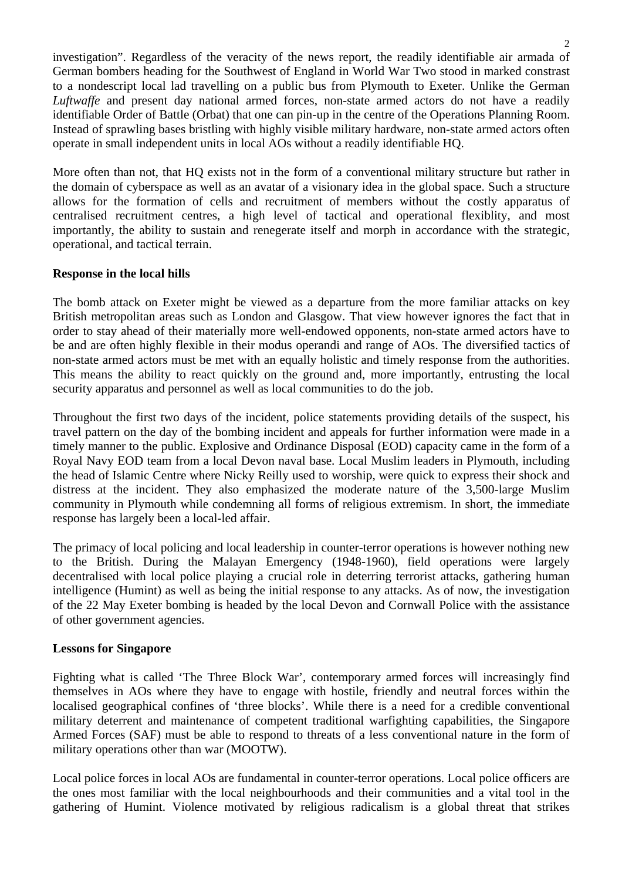investigation". Regardless of the veracity of the news report, the readily identifiable air armada of German bombers heading for the Southwest of England in World War Two stood in marked constrast to a nondescript local lad travelling on a public bus from Plymouth to Exeter. Unlike the German *Luftwaffe* and present day national armed forces, non-state armed actors do not have a readily identifiable Order of Battle (Orbat) that one can pin-up in the centre of the Operations Planning Room. Instead of sprawling bases bristling with highly visible military hardware, non-state armed actors often operate in small independent units in local AOs without a readily identifiable HQ.

More often than not, that HQ exists not in the form of a conventional military structure but rather in the domain of cyberspace as well as an avatar of a visionary idea in the global space. Such a structure allows for the formation of cells and recruitment of members without the costly apparatus of centralised recruitment centres, a high level of tactical and operational flexiblity, and most importantly, the ability to sustain and renegerate itself and morph in accordance with the strategic, operational, and tactical terrain.

**Response in the local hills**

The bomb attack on Exeter might be viewed as a departure from the more familiar attacks on key British metropolitan areas such as London and Glasgow. That view however ignores the fact that in order to stay ahead of their materially more well-endowed opponents, non-state armed actors have to be and are often highly flexible in their modus operandi and range of AOs. The diversified tactics of non-state armed actors must be met with an equally holistic and timely response from the authorities. This means the ability to react quickly on the ground and, more importantly, entrusting the local security apparatus and personnel as well as local communities to do the job.

Throughout the first two days of the incident, police statements providing details of the suspect, his travel pattern on the day of the bombing incident and appeals for further information were made in a timely manner to the public. Explosive and Ordinance Disposal (EOD) capacity came in the form of a Royal Navy EOD team from a local Devon naval base. Local Muslim leaders in Plymouth, including the head of Islamic Centre where Nicky Reilly used to worship, were quick to express their shock and distress at the incident. They also emphasized the moderate nature of the 3,500-large Muslim community in Plymouth while condemning all forms of religious extremism. In short, the immediate response has largely been a local-led affair.

The primacy of local policing and local leadership in counter-terror operations is however nothing new to the British. During the Malayan Emergency (1948-1960), field operations were largely decentralised with local police playing a crucial role in deterring terrorist attacks, gathering human intelligence (Humint) as well as being the initial response to any attacks. As of now, the investigation of the 22 May Exeter bombing is headed by the local Devon and Cornwall Police with the assistance of other government agencies.

**Lessons for Singapore**

Fighting what is called 'The Three Block War', contemporary armed forces will increasingly find themselves in AOs where they have to engage with hostile, friendly and neutral forces within the localised geographical confines of 'three blocks'. While there is a need for a credible conventional military deterrent and maintenance of competent traditional warfighting capabilities, the Singapore Armed Forces (SAF) must be able to respond to threats of a less conventional nature in the form of military operations other than war (MOOTW).

Local police forces in local AOs are fundamental in counter-terror operations. Local police officers are the ones most familiar with the local neighbourhoods and their communities and a vital tool in the gathering of Humint. Violence motivated by religious radicalism is a global threat that strikes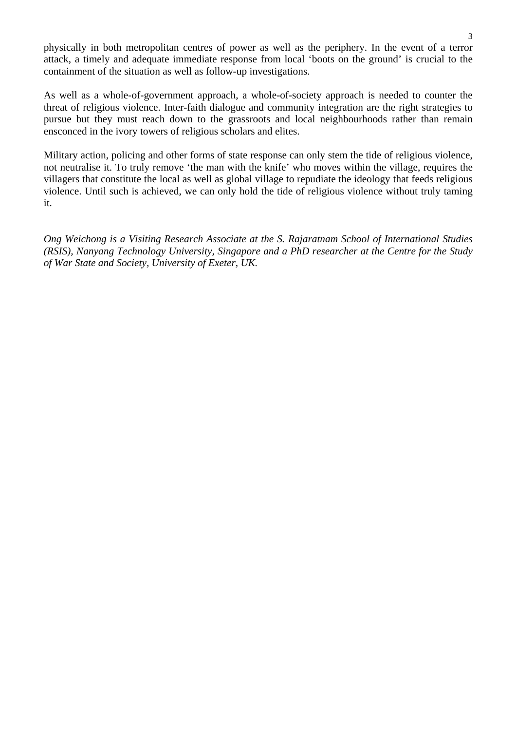physically in both metropolitan centres of power as well as the periphery. In the event of a terror attack, a timely and adequate immediate response from local 'boots on the ground' is crucial to the containment of the situation as well as follow-up investigations.

As well as a whole-of-government approach, a whole-of-society approach is needed to counter the threat of religious violence. Inter-faith dialogue and community integration are the right strategies to pursue but they must reach down to the grassroots and local neighbourhoods rather than remain ensconced in the ivory towers of religious scholars and elites.

Military action, policing and other forms of state response can only stem the tide of religious violence, not neutralise it. To truly remove 'the man with the knife' who moves within the village, requires the villagers that constitute the local as well as global village to repudiate the ideology that feeds religious violence. Until such is achieved, we can only hold the tide of religious violence without truly taming it.

*Ong Weichong is a Visiting Research Associate at the S. Rajaratnam School of International Studies (RSIS), Nanyang Technology University, Singapore and a PhD researcher at the Centre for the Study of War State and Society, University of Exeter, UK.*